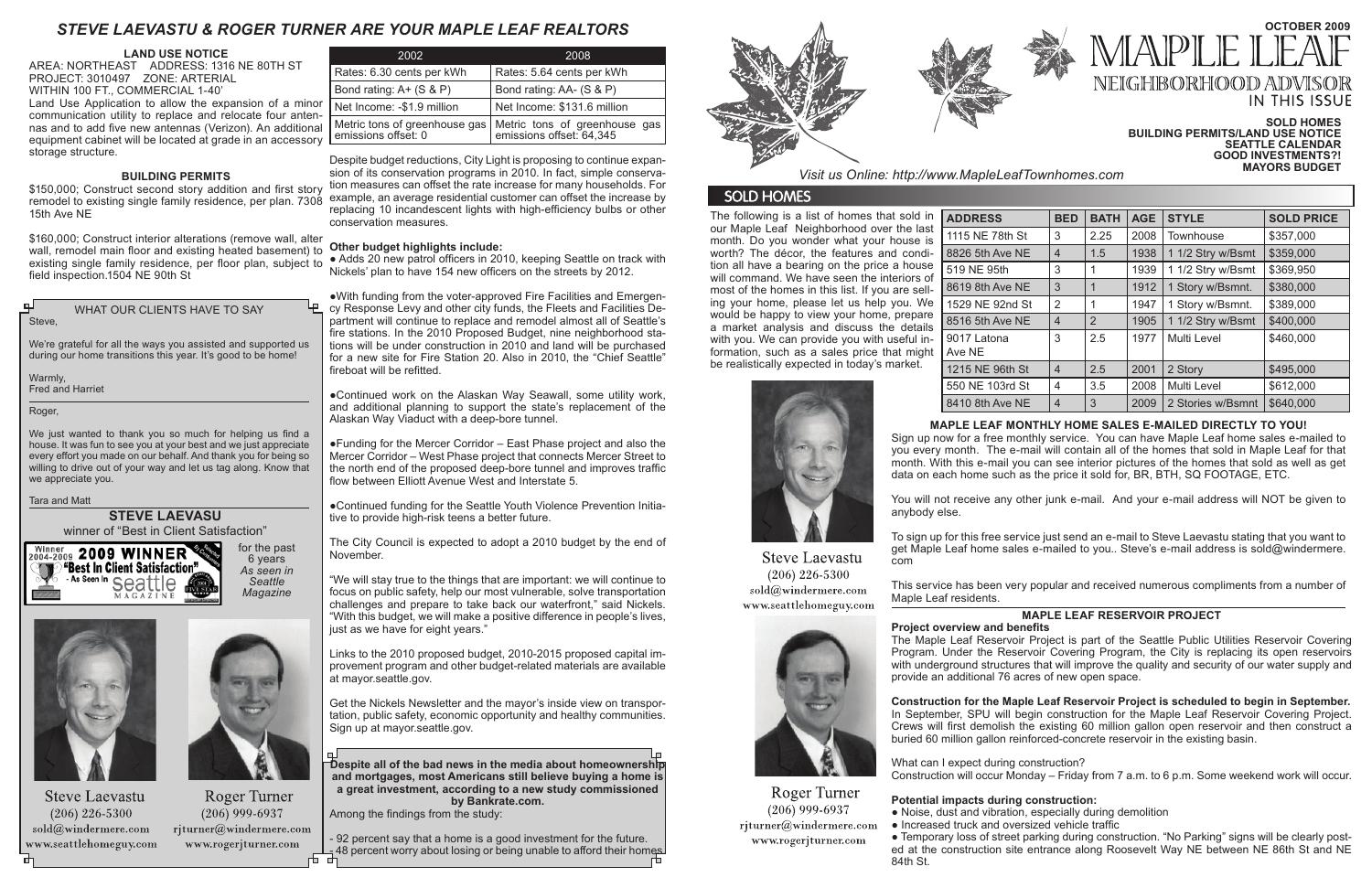# STEVE LAEVASTU & ROGER TURNER ARE YOUR MAPLE LEAF REALTORS

### LAND USE NOTICE

AREA: NORTHEAST ADDRESS: 1316 NE 80TH ST
PROJECT: 3010497 ZONE: ARTERIAL
WITHIN 100 FT., COMMERCIAL 1-40'

Land Use Application to allow the expansion of a minor communication utility to replace and relocate four antennas and to add five new antennas (Verizon). An additional equipment cabinet will be located at grade in an accessory storage structure.

### BUILDING PERMITS

$150,000; Construct second story addition and first story remodel to existing single family residence, per plan. 7308 15th Ave NE

$160,000; Construct interior alterations (remove wall, alter wall, remodel main floor and existing heated basement) to existing single family residence, per floor plan, subject to field inspection.1504 NE 90th St

### WHAT OUR CLIENTS HAVE TO SAY

Steve,

We're grateful for all the ways you assisted and supported us during our home transitions this year. It's good to be home!

Warmly,
Fred and Harriet

Roger,

We just wanted to thank you so much for helping us find a house. It was fun to see you at your best and we just appreciate every effort you made on our behalf. And thank you for being so willing to drive out of your way and let us tag along. Know that we appreciate you.

Tara and Matt

### STEVE LAEVASU

winner of "Best in Client Satisfaction"

Winner 2004-2009 **2009 WINNER** "Best In Client Satisfaction" - As Seen In Seattle Magazine

for the past 6 years *As seen in Seattle Magazine*

Steve Laevastu
(206) 226-5300
sold@windermere.com
www.seattlehomeguy.com

Roger Turner
(206) 999-6937
rjturner@windermere.com
www.rogerjturner.com

| 2002 | 2008 |
|---|---|
| Rates: 6.30 cents per kWh | Rates: 5.64 cents per kWh |
| Bond rating: A+ (S & P) | Bond rating: AA- (S & P) |
| Net Income: -$1.9 million | Net Income: $131.6 million |
| Metric tons of greenhouse gas emissions offset: 0 | Metric tons of greenhouse gas emissions offset: 64,345 |

Despite budget reductions, City Light is proposing to continue expansion of its conservation programs in 2010. In fact, simple conservation measures can offset the rate increase for many households. For example, an average residential customer can offset the increase by replacing 10 incandescent lights with high-efficiency bulbs or other conservation measures.

**Other budget highlights include:**

● Adds 20 new patrol officers in 2010, keeping Seattle on track with Nickels' plan to have 154 new officers on the streets by 2012.

●With funding from the voter-approved Fire Facilities and Emergency Response Levy and other city funds, the Fleets and Facilities Department will continue to replace and remodel almost all of Seattle's fire stations. In the 2010 Proposed Budget, nine neighborhood stations will be under construction in 2010 and land will be purchased for a new site for Fire Station 20. Also in 2010, the "Chief Seattle" fireboat will be refitted.

●Continued work on the Alaskan Way Seawall, some utility work, and additional planning to support the state's replacement of the Alaskan Way Viaduct with a deep-bore tunnel.

●Funding for the Mercer Corridor – East Phase project and also the Mercer Corridor – West Phase project that connects Mercer Street to the north end of the proposed deep-bore tunnel and improves traffic flow between Elliott Avenue West and Interstate 5.

●Continued funding for the Seattle Youth Violence Prevention Initiative to provide high-risk teens a better future.

The City Council is expected to adopt a 2010 budget by the end of November.

"We will stay true to the things that are important: we will continue to focus on public safety, help our most vulnerable, solve transportation challenges and prepare to take back our waterfront," said Nickels. "With this budget, we will make a positive difference in people's lives, just as we have for eight years."

Links to the 2010 proposed budget, 2010-2015 proposed capital improvement program and other budget-related materials are available at mayor.seattle.gov.

Get the Nickels Newsletter and the mayor's inside view on transportation, public safety, economic opportunity and healthy communities. Sign up at mayor.seattle.gov.

**Despite all of the bad news in the media about homeownership and mortgages, most Americans still believe buying a home is a great investment, according to a new study commissioned by Bankrate.com.**

Among the findings from the study:

- 92 percent say that a home is a good investment for the future.
- 48 percent worry about losing or being unable to afford their homes.

# MAPLE LEAF NEIGHBORHOOD ADVISOR

**OCTOBER 2009**

### IN THIS ISSUE

**SOLD HOMES**
**BUILDING PERMITS/LAND USE NOTICE**
**SEATTLE CALENDAR**
**GOOD INVESTMENTS?!**
**MAYORS BUDGET**

*Visit us Online: http://www.MapleLeafTownhomes.com*

## SOLD HOMES

The following is a list of homes that sold in our Maple Leaf Neighborhood over the last month. Do you wonder what your house is worth? The décor, the features and condition all have a bearing on the price a house will command. We have seen the interiors of most of the homes in this list. If you are selling your home, please let us help you. We would be happy to view your home, prepare a market analysis and discuss the details with you. We can provide you with useful information, such as a sales price that might be realistically expected in today's market.

| ADDRESS | BED | BATH | AGE | STYLE | SOLD PRICE |
|---|---|---|---|---|---|
| 1115 NE 78th St | 3 | 2.25 | 2008 | Townhouse | $357,000 |
| 8826 5th Ave NE | 4 | 1.5 | 1938 | 1 1/2 Stry w/Bsmt | $359,000 |
| 519 NE 95th | 3 | 1 | 1939 | 1 1/2 Stry w/Bsmt | $369,950 |
| 8619 8th Ave NE | 3 | 1 | 1912 | 1 Story w/Bsmnt. | $380,000 |
| 1529 NE 92nd St | 2 | 1 | 1947 | 1 Story w/Bsmnt. | $389,000 |
| 8516 5th Ave NE | 4 | 2 | 1905 | 1 1/2 Stry w/Bsmt | $400,000 |
| 9017 Latona Ave NE | 3 | 2.5 | 1977 | Multi Level | $460,000 |
| 1215 NE 96th St | 4 | 2.5 | 2001 | 2 Story | $495,000 |
| 550 NE 103rd St | 4 | 3.5 | 2008 | Multi Level | $612,000 |
| 8410 8th Ave NE | 4 | 3 | 2009 | 2 Stories w/Bsmnt | $640,000 |

Steve Laevastu
(206) 226-5300
sold@windermere.com
www.seattlehomeguy.com

Roger Turner
(206) 999-6937
rjturner@windermere.com
www.rogerjturner.com

### MAPLE LEAF MONTHLY HOME SALES E-MAILED DIRECTLY TO YOU!

Sign up now for a free monthly service. You can have Maple Leaf home sales e-mailed to you every month. The e-mail will contain all of the homes that sold in Maple Leaf for that month. With this e-mail you can see interior pictures of the homes that sold as well as get data on each home such as the price it sold for, BR, BTH, SQ FOOTAGE, ETC.

You will not receive any other junk e-mail. And your e-mail address will NOT be given to anybody else.

To sign up for this free service just send an e-mail to Steve Laevastu stating that you want to get Maple Leaf home sales e-mailed to you.. Steve's e-mail address is sold@windermere.com

This service has been very popular and received numerous compliments from a number of Maple Leaf residents.

### MAPLE LEAF RESERVOIR PROJECT

**Project overview and benefits**

The Maple Leaf Reservoir Project is part of the Seattle Public Utilities Reservoir Covering Program. Under the Reservoir Covering Program, the City is replacing its open reservoirs with underground structures that will improve the quality and security of our water supply and provide an additional 76 acres of new open space.

**Construction for the Maple Leaf Reservoir Project is scheduled to begin in September.** In September, SPU will begin construction for the Maple Leaf Reservoir Covering Project. Crews will first demolish the existing 60 million gallon open reservoir and then construct a buried 60 million gallon reinforced-concrete reservoir in the existing basin.

What can I expect during construction?
Construction will occur Monday – Friday from 7 a.m. to 6 p.m. Some weekend work will occur.

**Potential impacts during construction:**

● Noise, dust and vibration, especially during demolition
● Increased truck and oversized vehicle traffic
● Temporary loss of street parking during construction. "No Parking" signs will be clearly posted at the construction site entrance along Roosevelt Way NE between NE 86th St and NE 84th St.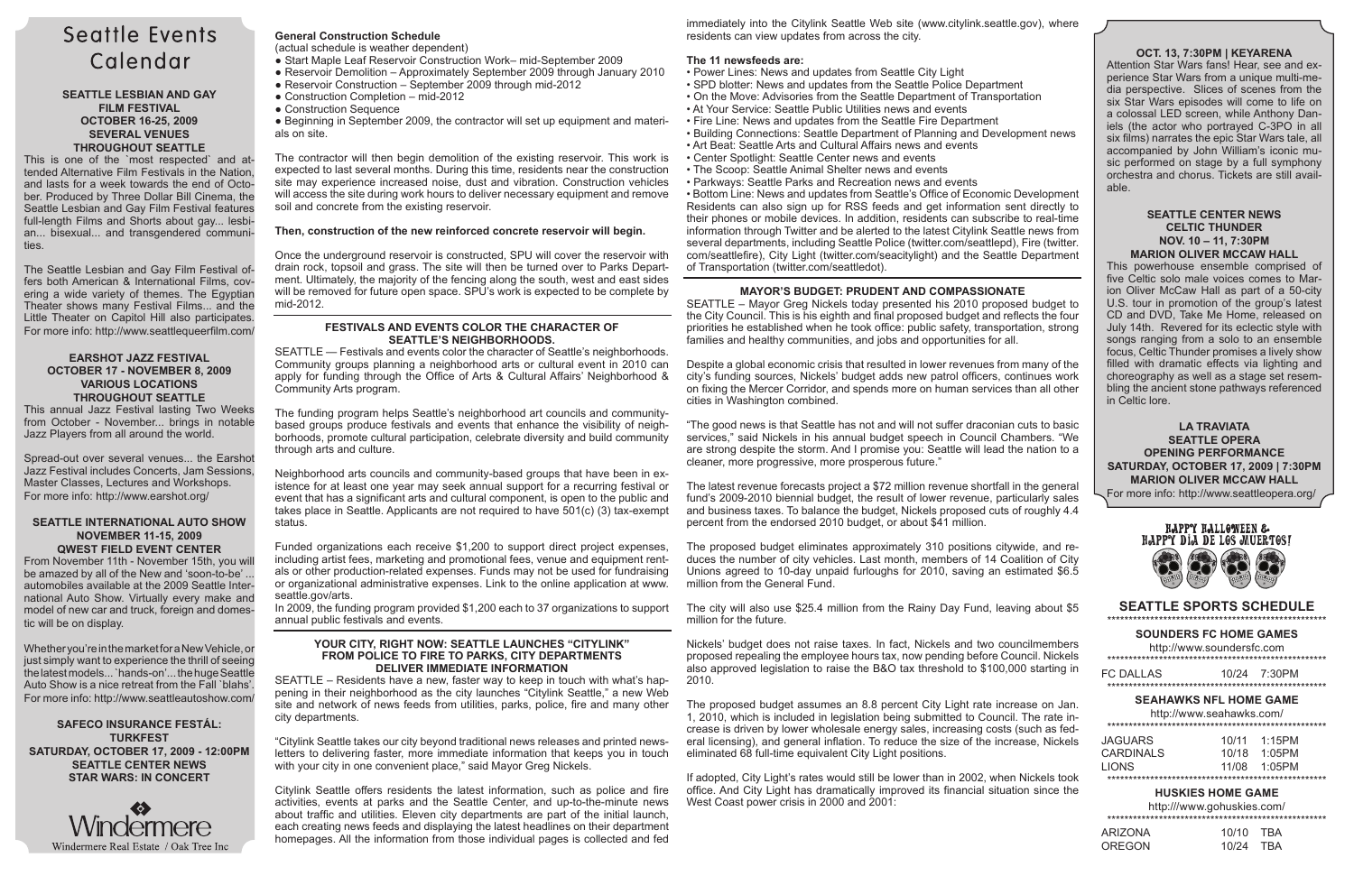# Seattle Events Calendar

**SEATTLE LESBIAN AND GAY FILM FESTIVAL**
**OCTOBER 16-25, 2009**
**SEVERAL VENUES THROUGHOUT SEATTLE**

This is one of the `most respected` and attended Alternative Film Festivals in the Nation, and lasts for a week towards the end of October. Produced by Three Dollar Bill Cinema, the Seattle Lesbian and Gay Film Festival features full-length Films and Shorts about gay... lesbian... bisexual... and transgendered communities.

The Seattle Lesbian and Gay Film Festival offers both American & International Films, covering a wide variety of themes. The Egyptian Theater shows many Festival Films... and the Little Theater on Capitol Hill also participates. For more info: http://www.seattlequeerfilm.com/

**EARSHOT JAZZ FESTIVAL**
**OCTOBER 17 - NOVEMBER 8, 2009**
**VARIOUS LOCATIONS THROUGHOUT SEATTLE**

This annual Jazz Festival lasting Two Weeks from October - November... brings in notable Jazz Players from all around the world.

Spread-out over several venues... the Earshot Jazz Festival includes Concerts, Jam Sessions, Master Classes, Lectures and Workshops. For more info: http://www.earshot.org/

**SEATTLE INTERNATIONAL AUTO SHOW**
**NOVEMBER 11-15, 2009**
**QWEST FIELD EVENT CENTER**

From November 11th - November 15th, you will be amazed by all of the New and 'soon-to-be' ... automobiles available at the 2009 Seattle International Auto Show. Virtually every make and model of new car and truck, foreign and domestic will be on display.

Whether you're in the market for a New Vehicle, or just simply want to experience the thrill of seeing the latest models... `hands-on'... the huge Seattle Auto Show is a nice retreat from the Fall `blahs'. For more info: http://www.seattleautoshow.com/

**SAFECO INSURANCE FESTÁL: TURKFEST**
**SATURDAY, OCTOBER 17, 2009 - 12:00PM**
**SEATTLE CENTER NEWS**
**STAR WARS: IN CONCERT**

Windermere
Windermere Real Estate / Oak Tree Inc

**General Construction Schedule**
(actual schedule is weather dependent)

- Start Maple Leaf Reservoir Construction Work– mid-September 2009
- Reservoir Demolition – Approximately September 2009 through January 2010
- Reservoir Construction – September 2009 through mid-2012
- Construction Completion – mid-2012
- Construction Sequence
- Beginning in September 2009, the contractor will set up equipment and materials on site.

The contractor will then begin demolition of the existing reservoir. This work is expected to last several months. During this time, residents near the construction site may experience increased noise, dust and vibration. Construction vehicles will access the site during work hours to deliver necessary equipment and remove soil and concrete from the existing reservoir.

**Then, construction of the new reinforced concrete reservoir will begin.**

Once the underground reservoir is constructed, SPU will cover the reservoir with drain rock, topsoil and grass. The site will then be turned over to Parks Department. Ultimately, the majority of the fencing along the south, west and east sides will be removed for future open space. SPU's work is expected to be complete by mid-2012.

### FESTIVALS AND EVENTS COLOR THE CHARACTER OF SEATTLE'S NEIGHBORHOODS.

SEATTLE — Festivals and events color the character of Seattle's neighborhoods. Community groups planning a neighborhood arts or cultural event in 2010 can apply for funding through the Office of Arts & Cultural Affairs' Neighborhood & Community Arts program.

The funding program helps Seattle's neighborhood art councils and community-based groups produce festivals and events that enhance the visibility of neighborhoods, promote cultural participation, celebrate diversity and build community through arts and culture.

Neighborhood arts councils and community-based groups that have been in existence for at least one year may seek annual support for a recurring festival or event that has a significant arts and cultural component, is open to the public and takes place in Seattle. Applicants are not required to have 501(c) (3) tax-exempt status.

Funded organizations each receive $1,200 to support direct project expenses, including artist fees, marketing and promotional fees, venue and equipment rentals or other production-related expenses. Funds may not be used for fundraising or organizational administrative expenses. Link to the online application at www.seattle.gov/arts.

In 2009, the funding program provided $1,200 each to 37 organizations to support annual public festivals and events.

### YOUR CITY, RIGHT NOW: SEATTLE LAUNCHES "CITYLINK" FROM POLICE TO FIRE TO PARKS, CITY DEPARTMENTS DELIVER IMMEDIATE INFORMATION

SEATTLE – Residents have a new, faster way to keep in touch with what's happening in their neighborhood as the city launches "Citylink Seattle," a new Web site and network of news feeds from utilities, parks, police, fire and many other city departments.

"Citylink Seattle takes our city beyond traditional news releases and printed newsletters to delivering faster, more immediate information that keeps you in touch with your city in one convenient place," said Mayor Greg Nickels.

Citylink Seattle offers residents the latest information, such as police and fire activities, events at parks and the Seattle Center, and up-to-the-minute news about traffic and utilities. Eleven city departments are part of the initial launch, each creating news feeds and displaying the latest headlines on their department homepages. All the information from those individual pages is collected and fed immediately into the Citylink Seattle Web site (www.citylink.seattle.gov), where residents can view updates from across the city.

**The 11 newsfeeds are:**

- Power Lines: News and updates from Seattle City Light
- SPD blotter: News and updates from the Seattle Police Department
- On the Move: Advisories from the Seattle Department of Transportation
- At Your Service: Seattle Public Utilities news and events
- Fire Line: News and updates from the Seattle Fire Department
- Building Connections: Seattle Department of Planning and Development news
- Art Beat: Seattle Arts and Cultural Affairs news and events
- Center Spotlight: Seattle Center news and events
- The Scoop: Seattle Animal Shelter news and events
- Parkways: Seattle Parks and Recreation news and events
- Bottom Line: News and updates from Seattle's Office of Economic Development

Residents can also sign up for RSS feeds and get information sent directly to their phones or mobile devices. In addition, residents can subscribe to real-time information through Twitter and be alerted to the latest Citylink Seattle news from several departments, including Seattle Police (twitter.com/seattlepd), Fire (twitter.com/seattlefire), City Light (twitter.com/seacitylight) and the Seattle Department of Transportation (twitter.com/seattledot).

### MAYOR'S BUDGET: PRUDENT AND COMPASSIONATE

SEATTLE – Mayor Greg Nickels today presented his 2010 proposed budget to the City Council. This is his eighth and final proposed budget and reflects the four priorities he established when he took office: public safety, transportation, strong families and healthy communities, and jobs and opportunities for all.

Despite a global economic crisis that resulted in lower revenues from many of the city's funding sources, Nickels' budget adds new patrol officers, continues work on fixing the Mercer Corridor, and spends more on human services than all other cities in Washington combined.

"The good news is that Seattle has not and will not suffer draconian cuts to basic services," said Nickels in his annual budget speech in Council Chambers. "We are strong despite the storm. And I promise you: Seattle will lead the nation to a cleaner, more progressive, more prosperous future."

The latest revenue forecasts project a $72 million revenue shortfall in the general fund's 2009-2010 biennial budget, the result of lower revenue, particularly sales and business taxes. To balance the budget, Nickels proposed cuts of roughly 4.4 percent from the endorsed 2010 budget, or about $41 million.

The proposed budget eliminates approximately 310 positions citywide, and reduces the number of city vehicles. Last month, members of 14 Coalition of City Unions agreed to 10-day unpaid furloughs for 2010, saving an estimated $6.5 million from the General Fund.

The city will also use $25.4 million from the Rainy Day Fund, leaving about $5 million for the future.

Nickels' budget does not raise taxes. In fact, Nickels and two councilmembers proposed repealing the employee hours tax, now pending before Council. Nickels also approved legislation to raise the B&O tax threshold to $100,000 starting in 2010.

The proposed budget assumes an 8.8 percent City Light rate increase on Jan. 1, 2010, which is included in legislation being submitted to Council. The rate increase is driven by lower wholesale energy sales, increasing costs (such as federal licensing), and general inflation. To reduce the size of the increase, Nickels eliminated 68 full-time equivalent City Light positions.

If adopted, City Light's rates would still be lower than in 2002, when Nickels took office. And City Light has dramatically improved its financial situation since the West Coast power crisis in 2000 and 2001:

**OCT. 13, 7:30PM | KEYARENA**

Attention Star Wars fans! Hear, see and experience Star Wars from a unique multi-media perspective. Slices of scenes from the six Star Wars episodes will come to life on a colossal LED screen, while Anthony Daniels (the actor who portrayed C-3PO in all six films) narrates the epic Star Wars tale, all accompanied by John William's iconic music performed on stage by a full symphony orchestra and chorus. Tickets are still available.

**SEATTLE CENTER NEWS**
**CELTIC THUNDER**
**NOV. 10 – 11, 7:30PM**
**MARION OLIVER MCCAW HALL**

This powerhouse ensemble comprised of five Celtic solo male voices comes to Marion Oliver McCaw Hall as part of a 50-city U.S. tour in promotion of the group's latest CD and DVD, Take Me Home, released on July 14th. Revered for its eclectic style with songs ranging from a solo to an ensemble focus, Celtic Thunder promises a lively show filled with dramatic effects via lighting and choreography as well as a stage set resembling the ancient stone pathways referenced in Celtic lore.

**LA TRAVIATA**
**SEATTLE OPERA**
**OPENING PERFORMANCE**
**SATURDAY, OCTOBER 17, 2009 | 7:30PM**
**MARION OLIVER MCCAW HALL**

For more info: http://www.seattleopera.org/

HAPPY HALLOWEEN & HAPPY DIA DE LOS MUERTOS!

## SEATTLE SPORTS SCHEDULE

**SOUNDERS FC HOME GAMES**
http://www.soundersfc.com

| | | |
|---|---|---|
| FC DALLAS | 10/24 | 7:30PM |

**SEAHAWKS NFL HOME GAME**
http://www.seahawks.com/

| | | |
|---|---|---|
| JAGUARS | 10/11 | 1:15PM |
| CARDINALS | 10/18 | 1:05PM |
| LIONS | 11/08 | 1:05PM |

**HUSKIES HOME GAME**
http:///www.gohuskies.com/

| | | |
|---|---|---|
| ARIZONA | 10/10 | TBA |
| OREGON | 10/24 | TBA |